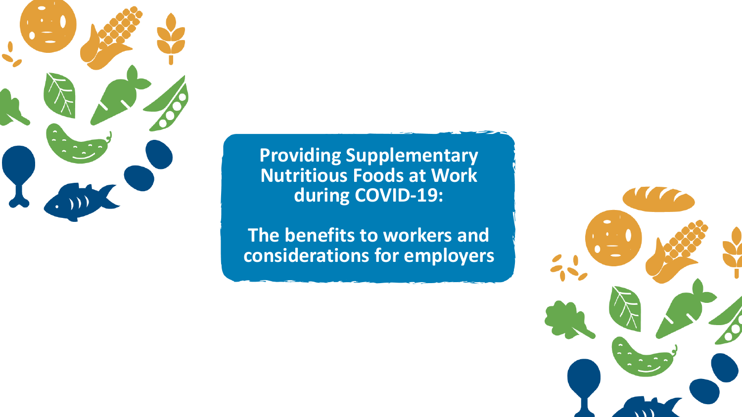# Providing Supplementary Nutritious Foods at Work during COVID-19:

## The benefits to workers and considerations for employers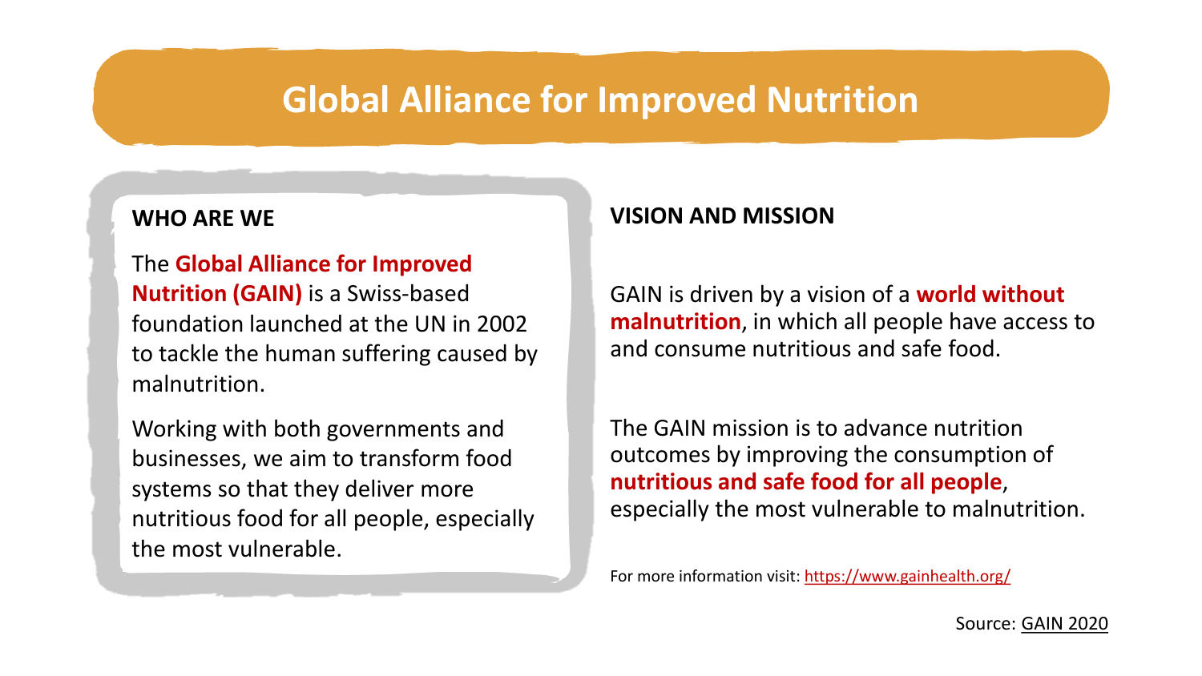# Global Alliance for Improved Nutrition

## WHO ARE WE

The **Global Alliance for Improved Nutrition (GAIN)** is a Swiss-based foundation launched at the UN in 2002 to tackle the human suffering caused by malnutrition.

Working with both governments and businesses, we aim to transform food systems so that they deliver more nutritious food for all people, especially the most vulnerable.

## VISION AND MISSION

GAIN is driven by a vision of a **world without malnutrition**, in which all people have access to and consume nutritious and safe food.

The GAIN mission is to advance nutrition outcomes by improving the consumption of **nutritious and safe food for all people**, especially the most vulnerable to malnutrition.

For more information visit: [https://www.gainhealth.org/](https://www.gainhealth.org/)

Source: GAIN 2020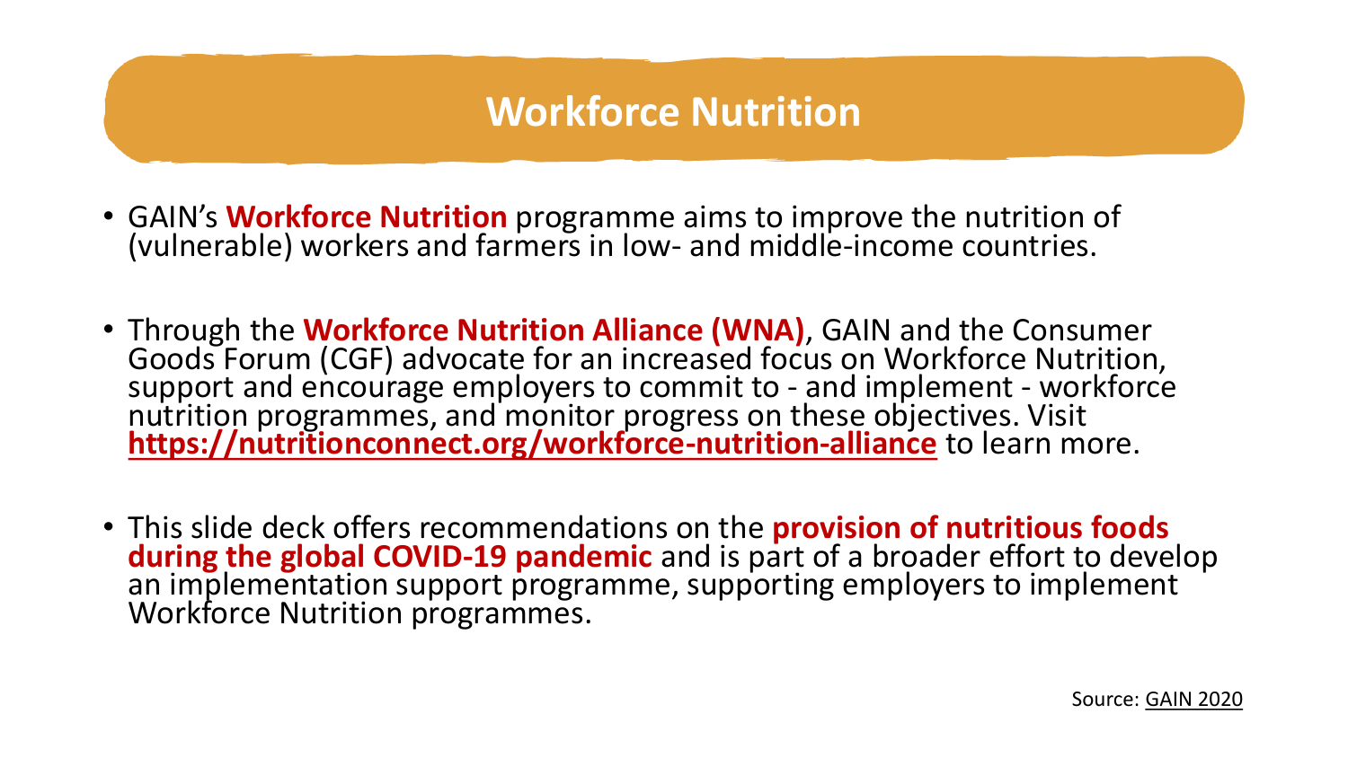# Workforce Nutrition

- GAIN's **Workforce Nutrition** programme aims to improve the nutrition of (vulnerable) workers and farmers in low- and middle-income countries.

- Through the **Workforce Nutrition Alliance (WNA)**, GAIN and the Consumer Goods Forum (CGF) advocate for an increased focus on Workforce Nutrition, support and encourage employers to commit to - and implement - workforce nutrition programmes, and monitor progress on these objectives. Visit **https://nutritionconnect.org/workforce-nutrition-alliance** to learn more.

- This slide deck offers recommendations on the **provision of nutritious foods during the global COVID-19 pandemic** and is part of a broader effort to develop an implementation support programme, supporting employers to implement Workforce Nutrition programmes.

Source: GAIN 2020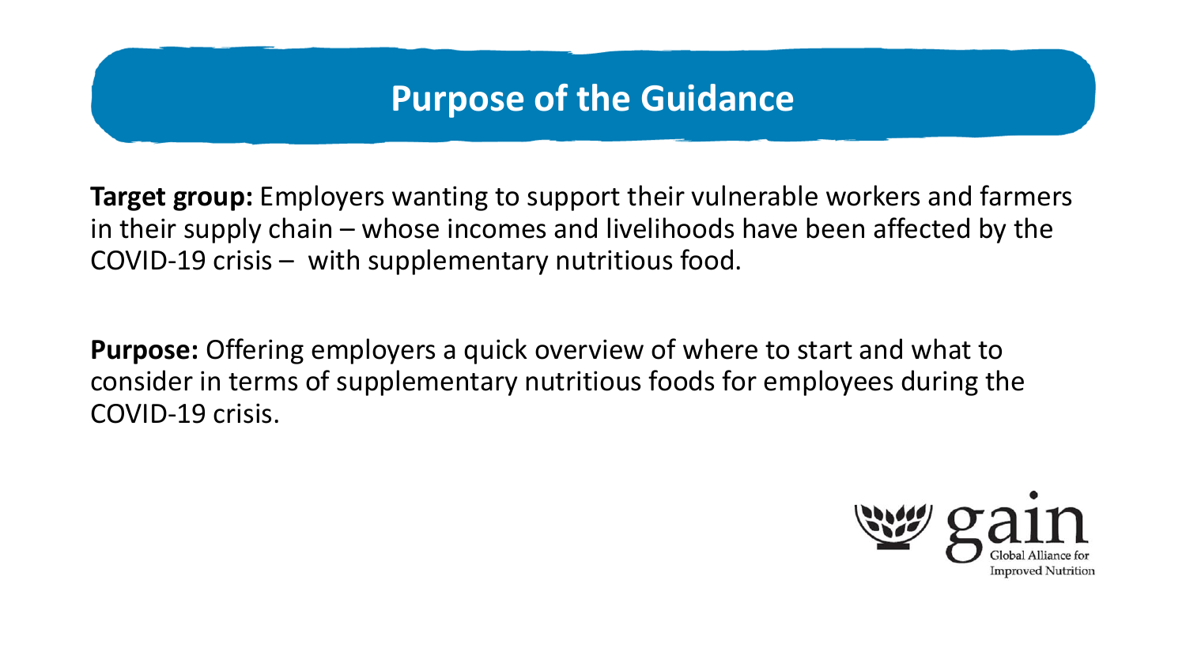# Purpose of the Guidance

**Target group:** Employers wanting to support their vulnerable workers and farmers in their supply chain – whose incomes and livelihoods have been affected by the COVID-19 crisis – with supplementary nutritious food.

**Purpose:** Offering employers a quick overview of where to start and what to consider in terms of supplementary nutritious foods for employees during the COVID-19 crisis.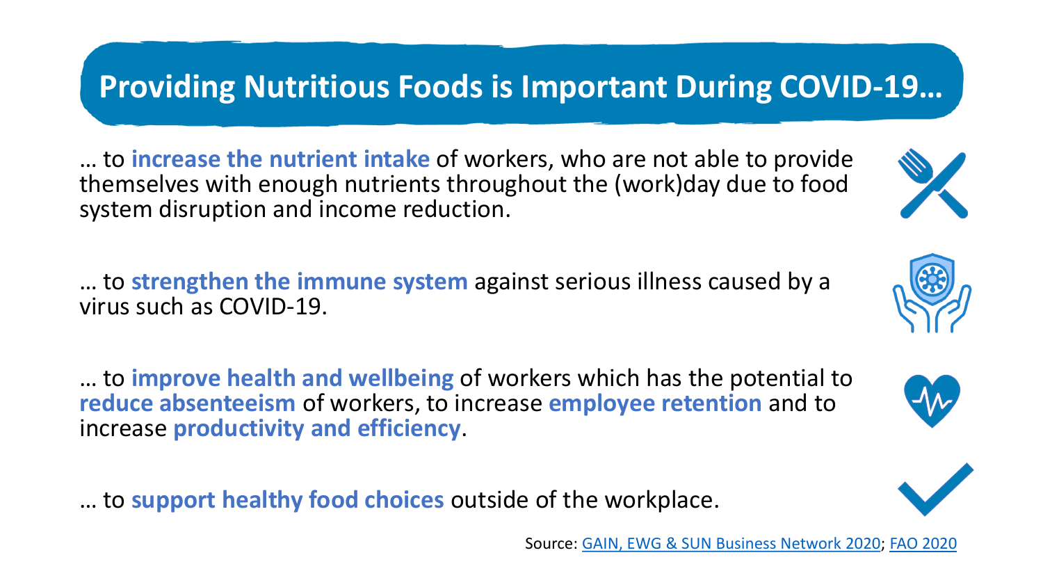# Providing Nutritious Foods is Important During COVID-19…

… to **increase the nutrient intake** of workers, who are not able to provide themselves with enough nutrients throughout the (work)day due to food system disruption and income reduction.

… to **strengthen the immune system** against serious illness caused by a virus such as COVID-19.

… to **improve health and wellbeing** of workers which has the potential to **reduce absenteeism** of workers, to increase **employee retention** and to increase **productivity and efficiency**.

… to **support healthy food choices** outside of the workplace.

Source: GAIN, EWG & SUN Business Network 2020; FAO 2020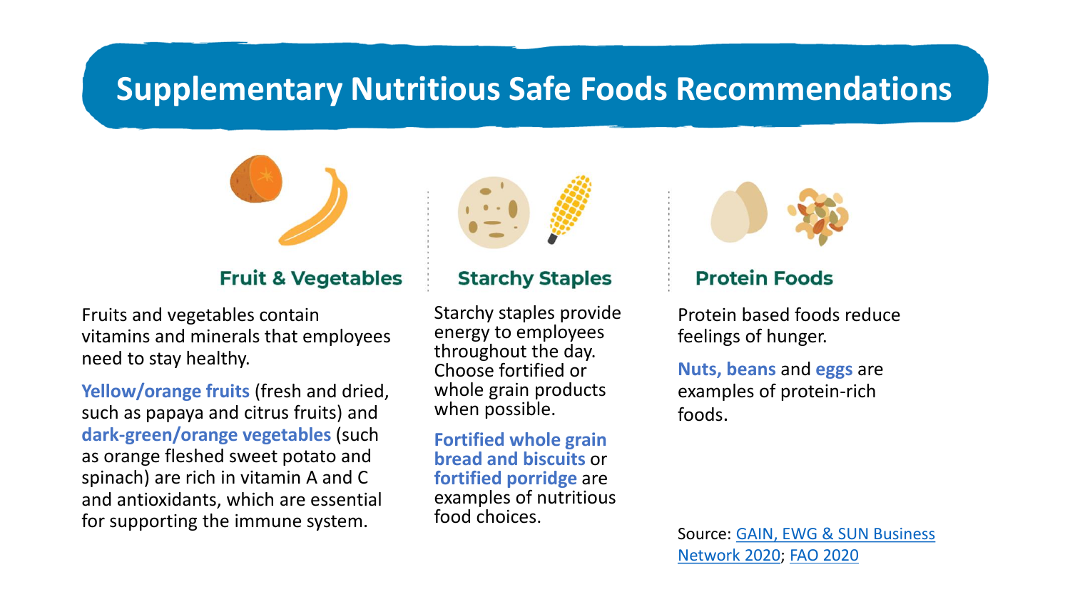# Supplementary Nutritious Safe Foods Recommendations

## Fruit & Vegetables

Fruits and vegetables contain vitamins and minerals that employees need to stay healthy.

**Yellow/orange fruits** (fresh and dried, such as papaya and citrus fruits) and **dark-green/orange vegetables** (such as orange fleshed sweet potato and spinach) are rich in vitamin A and C and antioxidants, which are essential for supporting the immune system.

## Starchy Staples

Starchy staples provide energy to employees throughout the day. Choose fortified or whole grain products when possible.

**Fortified whole grain bread and biscuits** or **fortified porridge** are examples of nutritious food choices.

## Protein Foods

Protein based foods reduce feelings of hunger.

**Nuts, beans** and **eggs** are examples of protein-rich foods.

Source: GAIN, EWG & SUN Business Network 2020; FAO 2020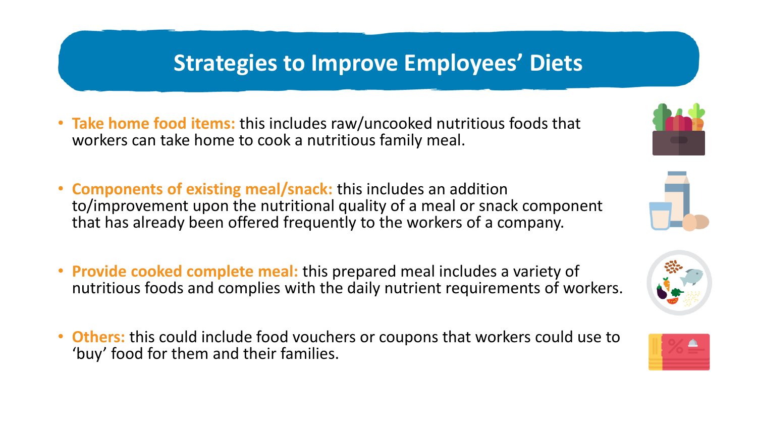# Strategies to Improve Employees' Diets

- **Take home food items:** this includes raw/uncooked nutritious foods that workers can take home to cook a nutritious family meal.
- **Components of existing meal/snack:** this includes an addition to/improvement upon the nutritional quality of a meal or snack component that has already been offered frequently to the workers of a company.
- **Provide cooked complete meal:** this prepared meal includes a variety of nutritious foods and complies with the daily nutrient requirements of workers.
- **Others:** this could include food vouchers or coupons that workers could use to 'buy' food for them and their families.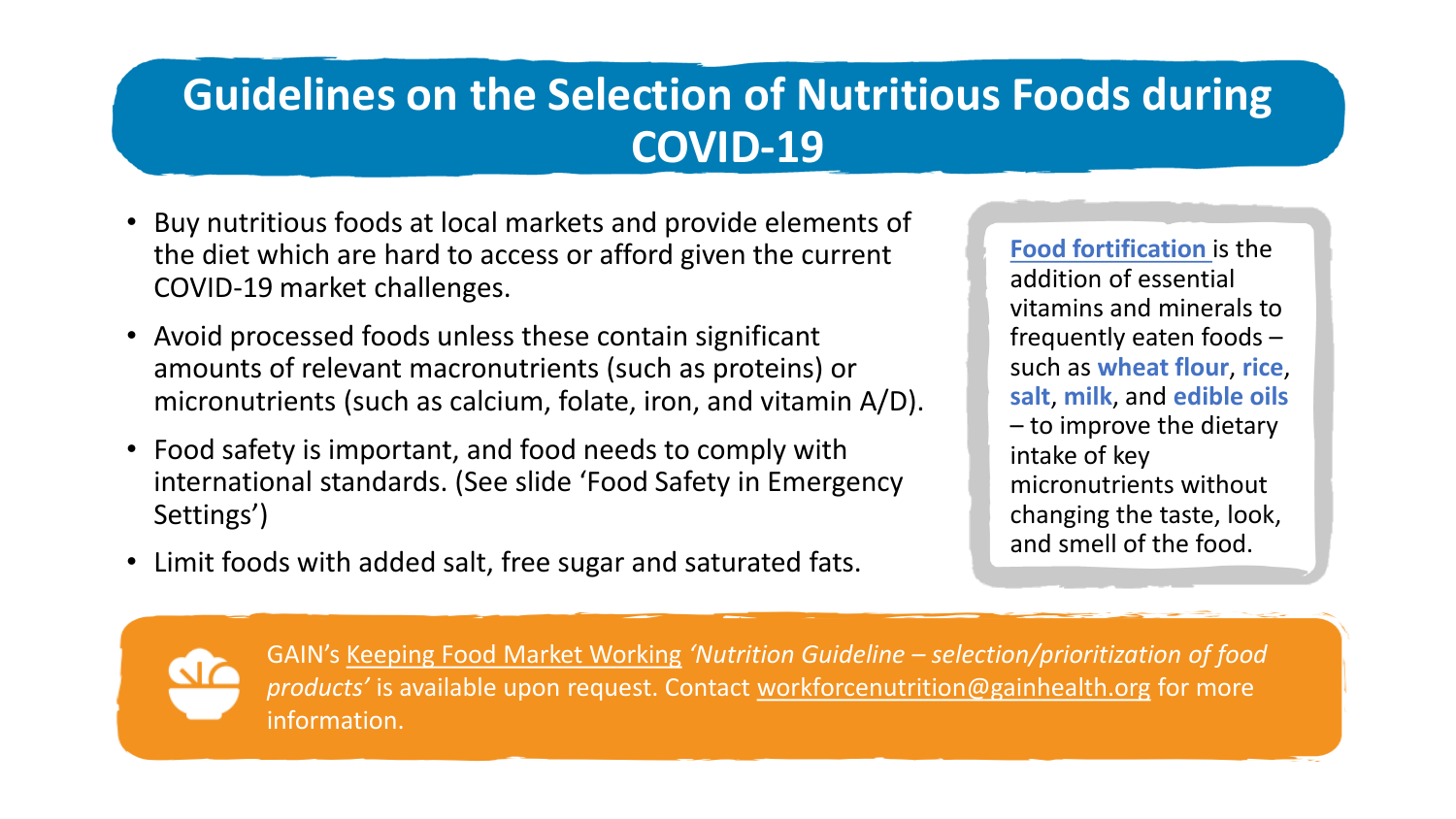# Guidelines on the Selection of Nutritious Foods during COVID-19

- Buy nutritious foods at local markets and provide elements of the diet which are hard to access or afford given the current COVID-19 market challenges.
- Avoid processed foods unless these contain significant amounts of relevant macronutrients (such as proteins) or micronutrients (such as calcium, folate, iron, and vitamin A/D).
- Food safety is important, and food needs to comply with international standards. (See slide 'Food Safety in Emergency Settings')
- Limit foods with added salt, free sugar and saturated fats.

**Food fortification** is the addition of essential vitamins and minerals to frequently eaten foods – such as **wheat flour**, **rice**, **salt**, **milk**, and **edible oils** – to improve the dietary intake of key micronutrients without changing the taste, look, and smell of the food.

GAIN's Keeping Food Market Working *'Nutrition Guideline – selection/prioritization of food products'* is available upon request. Contact workforcenutrition@gainhealth.org for more information.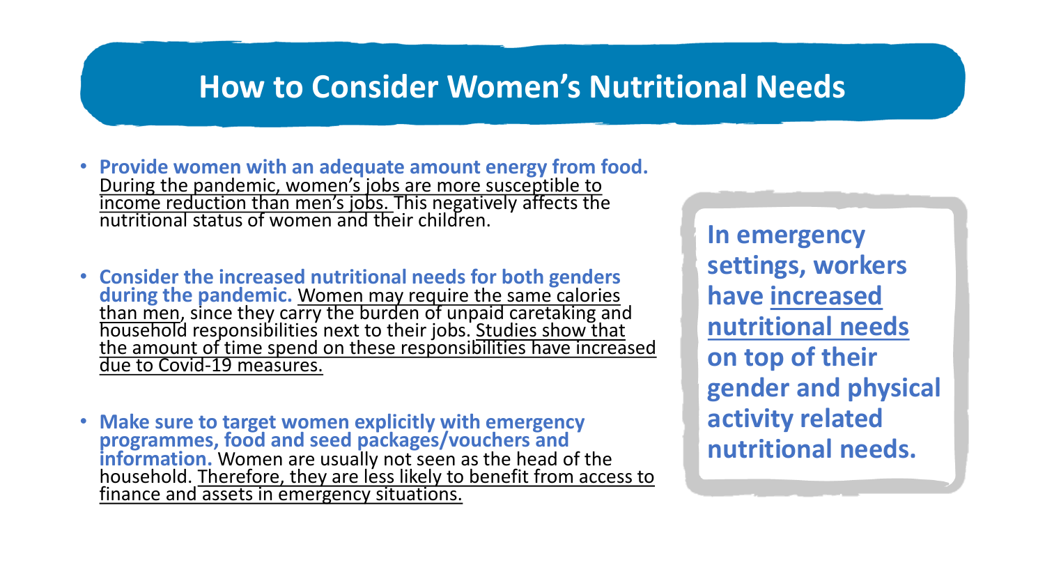# How to Consider Women's Nutritional Needs

- **Provide women with an adequate amount energy from food.** During the pandemic, women's jobs are more susceptible to income reduction than men's jobs. This negatively affects the nutritional status of women and their children.

- **Consider the increased nutritional needs for both genders during the pandemic.** Women may require the same calories than men, since they carry the burden of unpaid caretaking and household responsibilities next to their jobs. Studies show that the amount of time spend on these responsibilities have increased due to Covid-19 measures.

- **Make sure to target women explicitly with emergency programmes, food and seed packages/vouchers and information.** Women are usually not seen as the head of the household. Therefore, they are less likely to benefit from access to finance and assets in emergency situations.

**In emergency settings, workers have increased nutritional needs on top of their gender and physical activity related nutritional needs.**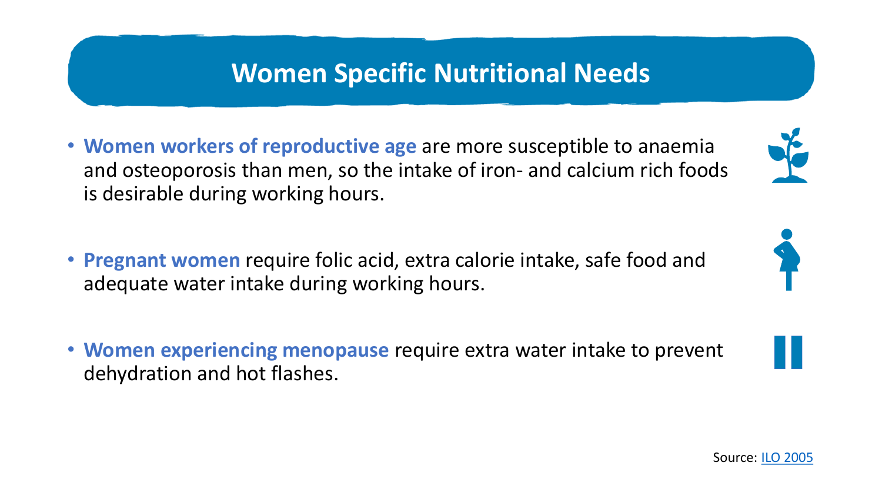# Women Specific Nutritional Needs

- **Women workers of reproductive age** are more susceptible to anaemia and osteoporosis than men, so the intake of iron- and calcium rich foods is desirable during working hours.
- **Pregnant women** require folic acid, extra calorie intake, safe food and adequate water intake during working hours.
- **Women experiencing menopause** require extra water intake to prevent dehydration and hot flashes.

Source: [ILO 2005]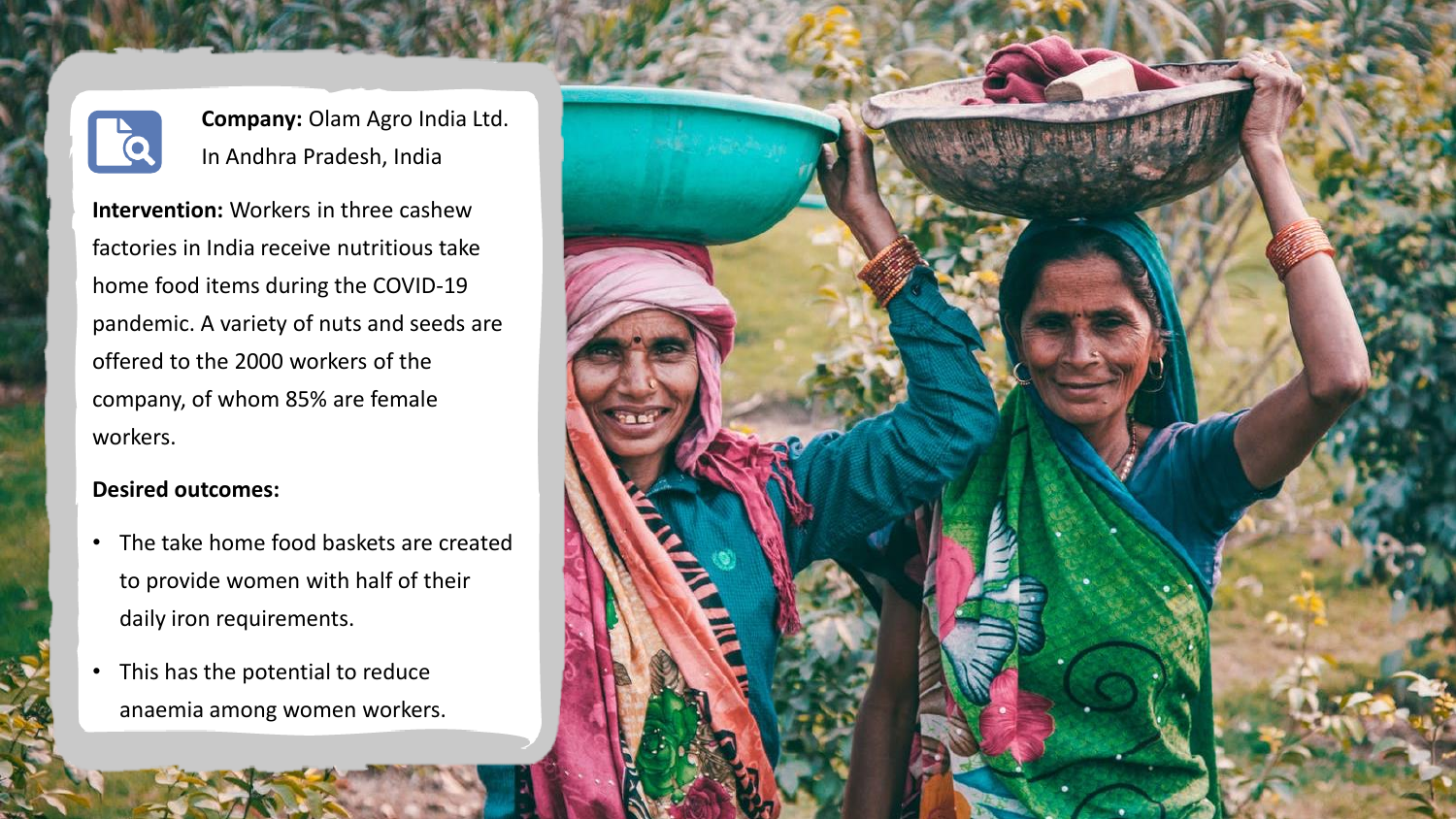**Company:** Olam Agro India Ltd.
In Andhra Pradesh, India

**Intervention:** Workers in three cashew factories in India receive nutritious take home food items during the COVID-19 pandemic. A variety of nuts and seeds are offered to the 2000 workers of the company, of whom 85% are female workers.

**Desired outcomes:**

- The take home food baskets are created to provide women with half of their daily iron requirements.
- This has the potential to reduce anaemia among women workers.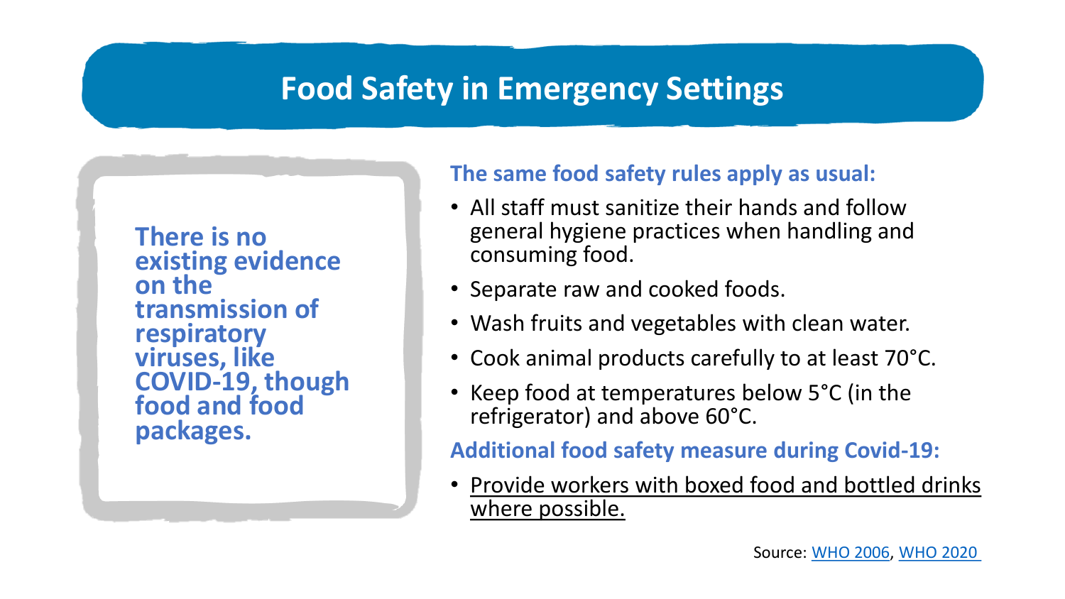# Food Safety in Employment Settings

**There is no existing evidence on the transmission of respiratory viruses, like COVID-19, though food and food packages.**

**The same food safety rules apply as usual:**

- All staff must sanitize their hands and follow general hygiene practices when handling and consuming food.
- Separate raw and cooked foods.
- Wash fruits and vegetables with clean water.
- Cook animal products carefully to at least 70°C.
- Keep food at temperatures below 5°C (in the refrigerator) and above 60°C.

**Additional food safety measure during Covid-19:**

- Provide workers with boxed food and bottled drinks where possible.

Source: WHO 2006, WHO 2020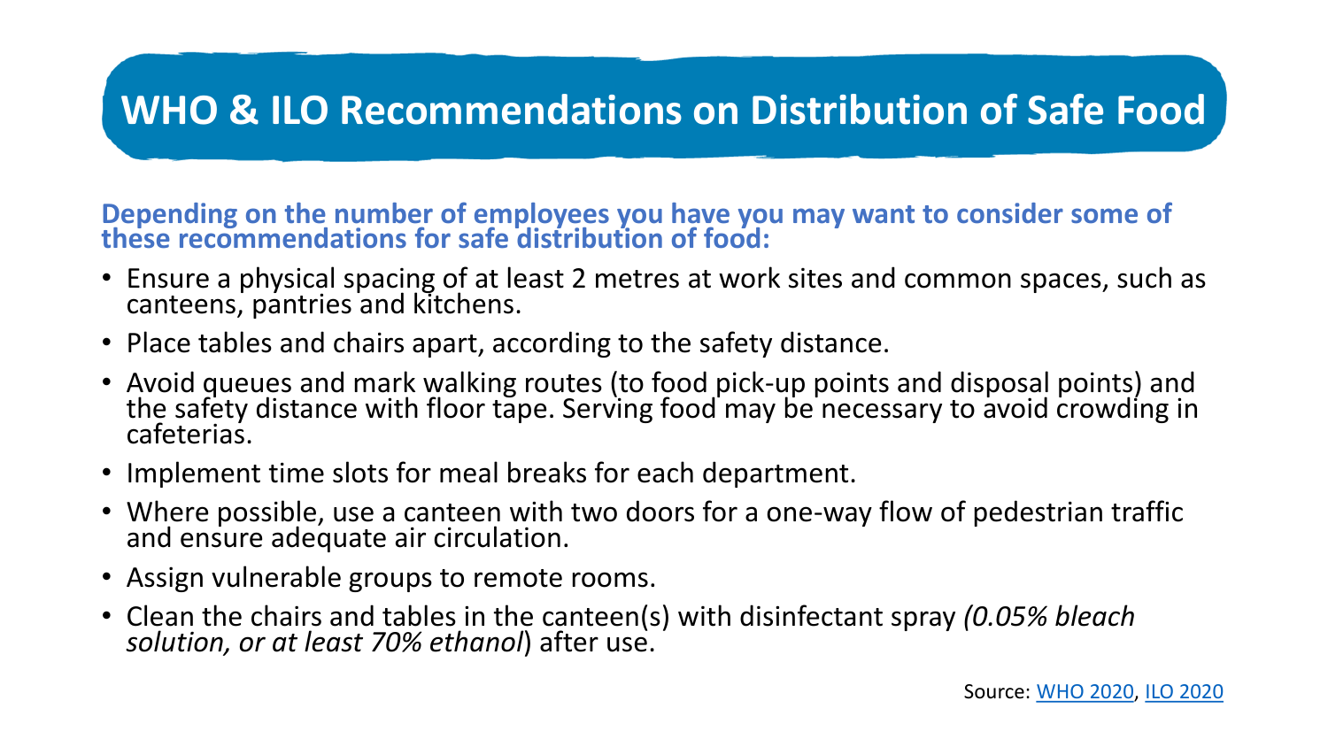# WHO & ILO Recommendations on Distribution of Safe Food

**Depending on the number of employees you have you may want to consider some of these recommendations for safe distribution of food:**

- Ensure a physical spacing of at least 2 metres at work sites and common spaces, such as canteens, pantries and kitchens.
- Place tables and chairs apart, according to the safety distance.
- Avoid queues and mark walking routes (to food pick-up points and disposal points) and the safety distance with floor tape. Serving food may be necessary to avoid crowding in cafeterias.
- Implement time slots for meal breaks for each department.
- Where possible, use a canteen with two doors for a one-way flow of pedestrian traffic and ensure adequate air circulation.
- Assign vulnerable groups to remote rooms.
- Clean the chairs and tables in the canteen(s) with disinfectant spray *(0.05% bleach solution, or at least 70% ethanol*) after use.

Source: WHO 2020, ILO 2020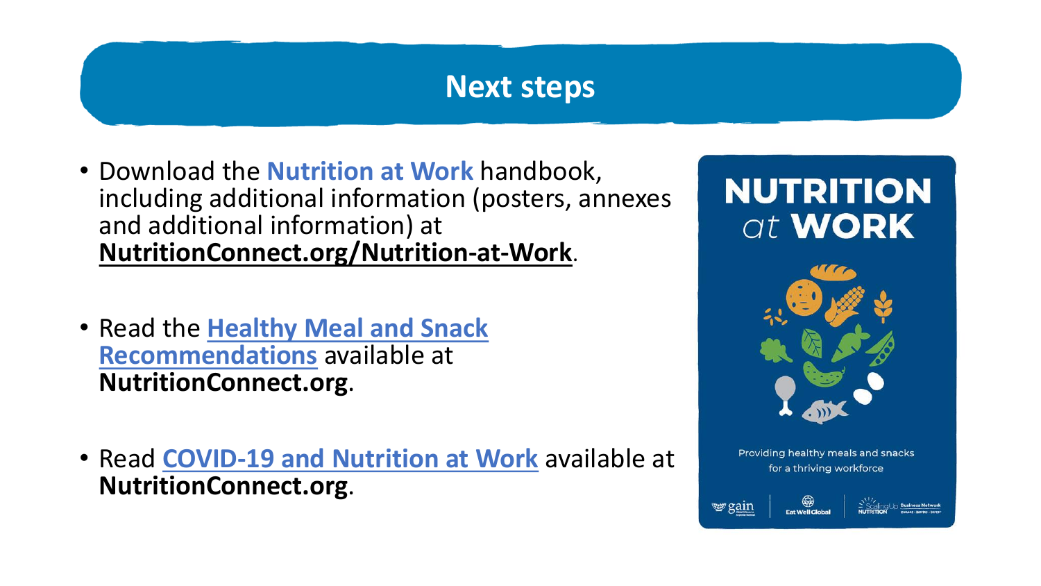# Next steps

- Download the **Nutrition at Work** handbook, including additional information (posters, annexes and additional information) at **NutritionConnect.org/Nutrition-at-Work**.
- Read the **Healthy Meal and Snack Recommendations** available at **NutritionConnect.org**.
- Read **COVID-19 and Nutrition at Work** available at **NutritionConnect.org**.

NUTRITION at WORK

Providing healthy meals and snacks for a thriving workforce

gain | Eat Well Global | Scaling Up Nutrition Business Network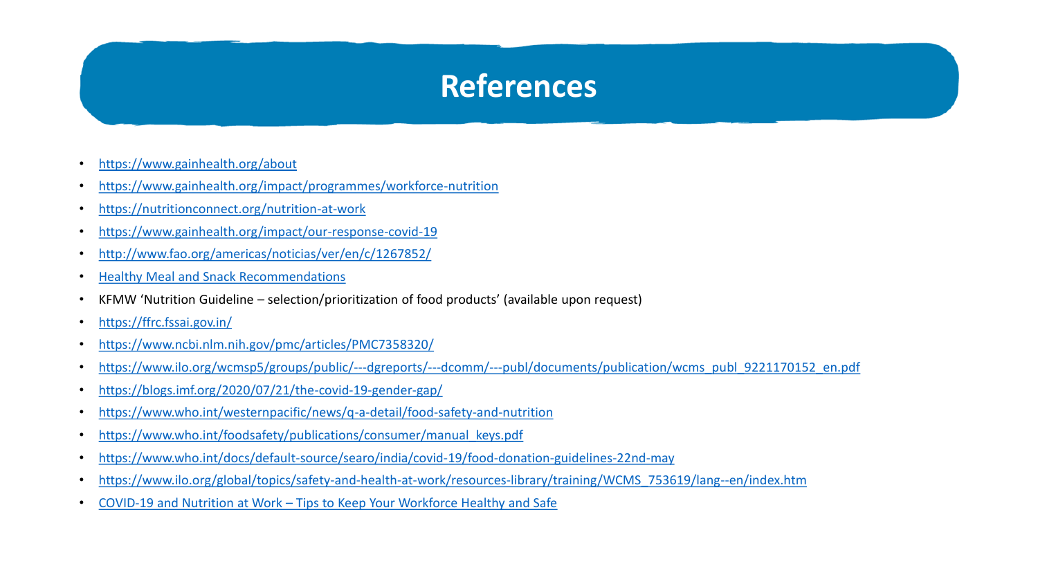# References

- https://www.gainhealth.org/about
- https://www.gainhealth.org/impact/programmes/workforce-nutrition
- https://nutritionconnect.org/nutrition-at-work
- https://www.gainhealth.org/impact/our-response-covid-19
- http://www.fao.org/americas/noticias/ver/en/c/1267852/
- Healthy Meal and Snack Recommendations
- KFMW 'Nutrition Guideline – selection/prioritization of food products' (available upon request)
- https://ffrc.fssai.gov.in/
- https://www.ncbi.nlm.nih.gov/pmc/articles/PMC7358320/
- https://www.ilo.org/wcmsp5/groups/public/---dgreports/---dcomm/---publ/documents/publication/wcms_publ_9221170152_en.pdf
- https://blogs.imf.org/2020/07/21/the-covid-19-gender-gap/
- https://www.who.int/westernpacific/news/q-a-detail/food-safety-and-nutrition
- https://www.who.int/foodsafety/publications/consumer/manual_keys.pdf
- https://www.who.int/docs/default-source/searo/india/covid-19/food-donation-guidelines-22nd-may
- https://www.ilo.org/global/topics/safety-and-health-at-work/resources-library/training/WCMS_753619/lang--en/index.htm
- COVID-19 and Nutrition at Work – Tips to Keep Your Workforce Healthy and Safe